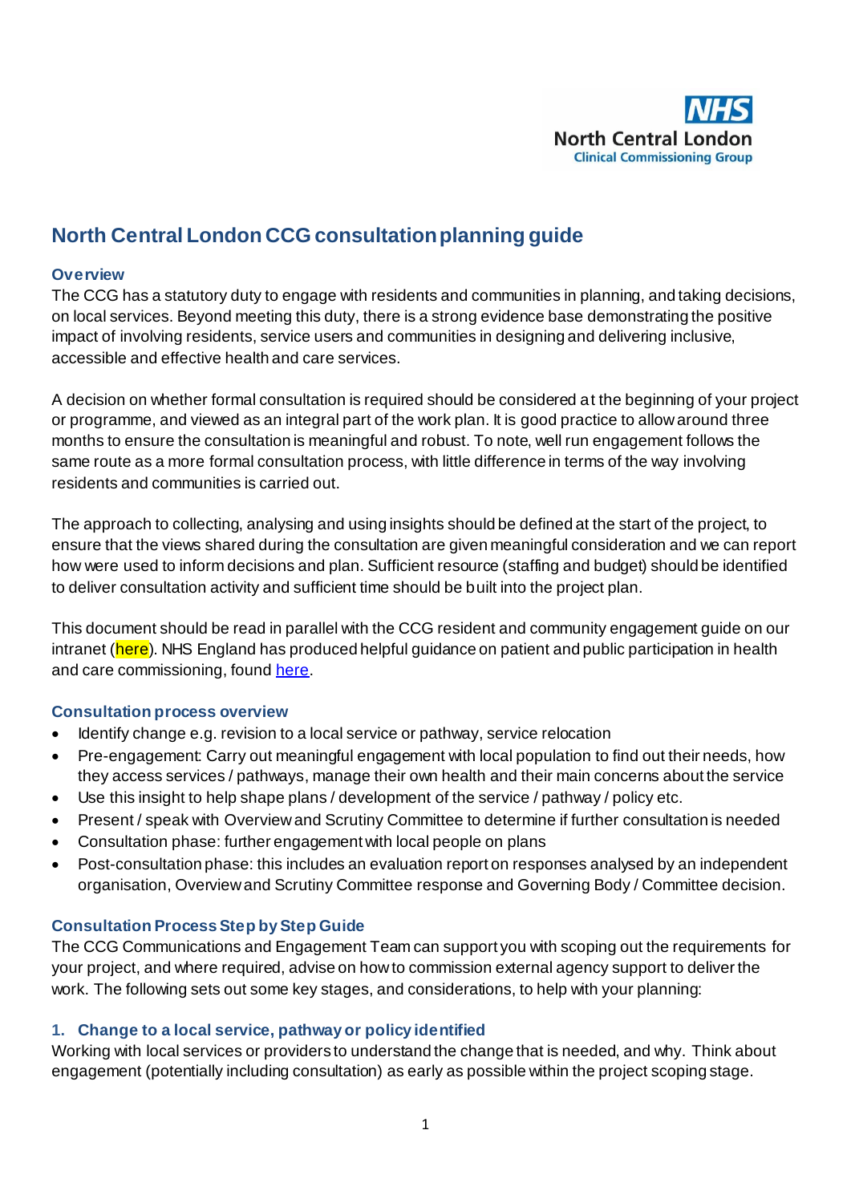# North Central London CCG consultation planning guide

## Overview

The CCG has a statutory duty to engage with residents and communities in planning, and taking decisions, on local services. Beyond meeting this duty, there is a strong evidence base demonstrating the positive impact of involving residents, service users and communities in designing and delivering inclusive, accessible and effective health and care services.

A decision on whether formal consultation is required should be considered at the beginning of your project or programme, and viewed as an integral part of the work plan. It is good practice to allow around three months to ensure the consultation is meaningful and robust. To note, well run engagement follows the same route as a more formal consultation process, with little difference in terms of the way involving residents and communities is carried out.

The approach to collecting, analysing and using insights should be defined at the start of the project, to ensure that the views shared during the consultation are given meaningful consideration and we can report how were used to inform decisions and plan. Sufficient resource (staffing and budget) should be identified to deliver consultation activity and sufficient time should be built into the project plan.

This document should be read in parallel with the CCG resident and community engagement guide on our intranet (here). NHS England has produced helpful guidance on patient and public participation in health and care commissioning, found here.

## Consultation process overview

- Identify change e.g. revision to a local service or pathway, service relocation
- Pre-engagement: Carry out meaningful engagement with local population to find out their needs, how they access services / pathways, manage their own health and their main concerns about the service
- Use this insight to help shape plans / development of the service / pathway / policy etc.
- Present / speak with Overview and Scrutiny Committee to determine if further consultation is needed
- Consultation phase: further engagement with local people on plans
- Post-consultation phase: this includes an evaluation report on responses analysed by an independent organisation, Overview and Scrutiny Committee response and Governing Body / Committee decision.

## Consultation Process Step by Step Guide

The CCG Communications and Engagement Team can support you with scoping out the requirements for your project, and where required, advise on how to commission external agency support to deliver the work. The following sets out some key stages, and considerations, to help with your planning:

### 1. Change to a local service, pathway or policy identified

Working with local services or providers to understand the change that is needed, and why. Think about engagement (potentially including consultation) as early as possible within the project scoping stage.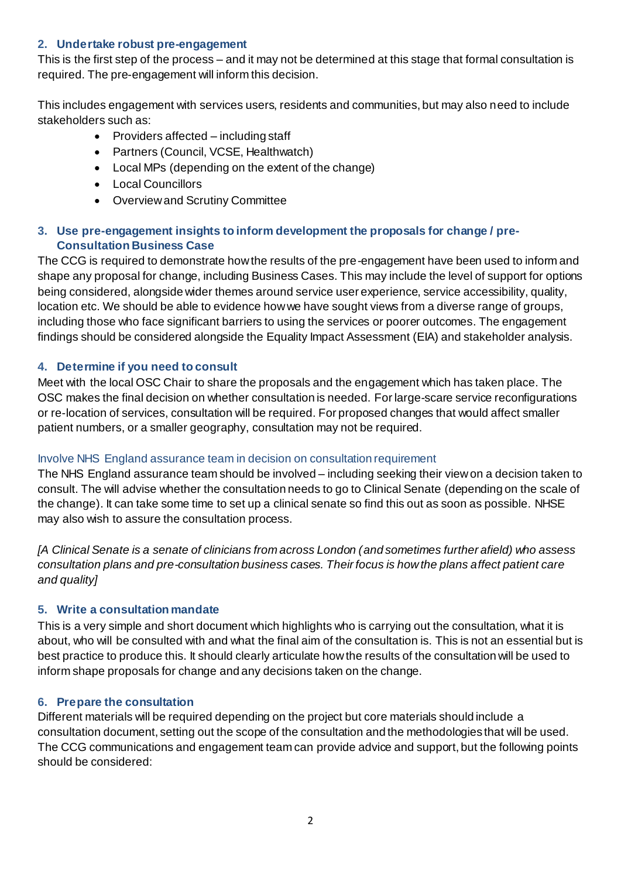### 2. Undertake robust pre-engagement

This is the first step of the process – and it may not be determined at this stage that formal consultation is required. The pre-engagement will inform this decision.

This includes engagement with services users, residents and communities, but may also need to include stakeholders such as:

- Providers affected – including staff
- Partners (Council, VCSE, Healthwatch)
- Local MPs (depending on the extent of the change)
- Local Councillors
- Overview and Scrutiny Committee

### 3. Use pre-engagement insights to inform development the proposals for change / pre-Consultation Business Case

The CCG is required to demonstrate how the results of the pre-engagement have been used to inform and shape any proposal for change, including Business Cases. This may include the level of support for options being considered, alongside wider themes around service user experience, service accessibility, quality, location etc. We should be able to evidence how we have sought views from a diverse range of groups, including those who face significant barriers to using the services or poorer outcomes. The engagement findings should be considered alongside the Equality Impact Assessment (EIA) and stakeholder analysis.

### 4. Determine if you need to consult

Meet with the local OSC Chair to share the proposals and the engagement which has taken place. The OSC makes the final decision on whether consultation is needed. For large-scare service reconfigurations or re-location of services, consultation will be required. For proposed changes that would affect smaller patient numbers, or a smaller geography, consultation may not be required.

#### Involve NHS England assurance team in decision on consultation requirement

The NHS England assurance team should be involved – including seeking their view on a decision taken to consult. The will advise whether the consultation needs to go to Clinical Senate (depending on the scale of the change). It can take some time to set up a clinical senate so find this out as soon as possible. NHSE may also wish to assure the consultation process.

*[A Clinical Senate is a senate of clinicians from across London (and sometimes further afield) who assess consultation plans and pre-consultation business cases. Their focus is how the plans affect patient care and quality]*

### 5. Write a consultation mandate

This is a very simple and short document which highlights who is carrying out the consultation, what it is about, who will be consulted with and what the final aim of the consultation is. This is not an essential but is best practice to produce this. It should clearly articulate how the results of the consultation will be used to inform shape proposals for change and any decisions taken on the change.

### 6. Prepare the consultation

Different materials will be required depending on the project but core materials should include a consultation document, setting out the scope of the consultation and the methodologies that will be used. The CCG communications and engagement team can provide advice and support, but the following points should be considered: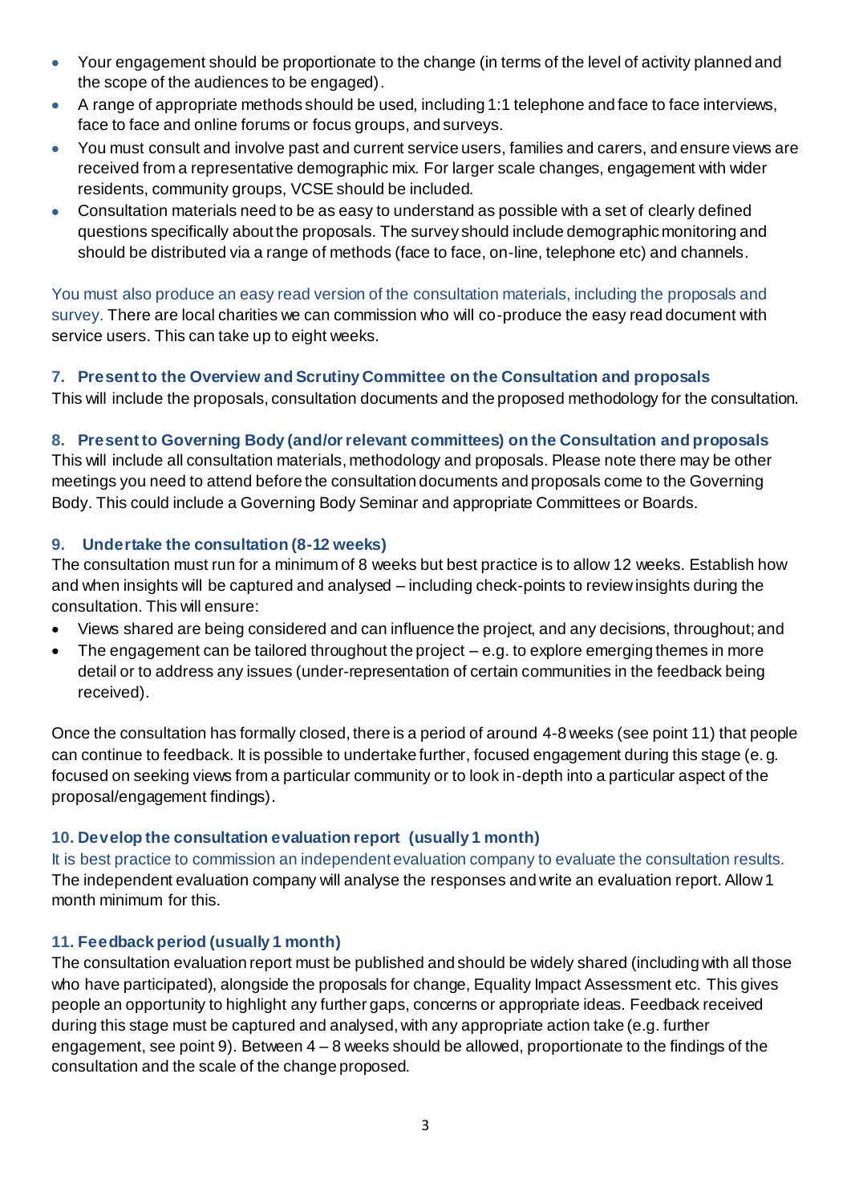- Your engagement should be proportionate to the change (in terms of the level of activity planned and the scope of the audiences to be engaged).
- A range of appropriate methods should be used, including 1:1 telephone and face to face interviews, face to face and online forums or focus groups, and surveys.
- You must consult and involve past and current service users, families and carers, and ensure views are received from a representative demographic mix. For larger scale changes, engagement with wider residents, community groups, VCSE should be included.
- Consultation materials need to be as easy to understand as possible with a set of clearly defined questions specifically about the proposals. The survey should include demographic monitoring and should be distributed via a range of methods (face to face, on-line, telephone etc) and channels.

You must also produce an easy read version of the consultation materials, including the proposals and survey. There are local charities we can commission who will co-produce the easy read document with service users. This can take up to eight weeks.

### 7. Present to the Overview and Scrutiny Committee on the Consultation and proposals

This will include the proposals, consultation documents and the proposed methodology for the consultation.

### 8. Present to Governing Body (and/or relevant committees) on the Consultation and proposals

This will include all consultation materials, methodology and proposals. Please note there may be other meetings you need to attend before the consultation documents and proposals come to the Governing Body. This could include a Governing Body Seminar and appropriate Committees or Boards.

### 9. Undertake the consultation (8-12 weeks)

The consultation must run for a minimum of 8 weeks but best practice is to allow 12 weeks. Establish how and when insights will be captured and analysed – including check-points to review insights during the consultation. This will ensure:

- Views shared are being considered and can influence the project, and any decisions, throughout; and
- The engagement can be tailored throughout the project – e.g. to explore emerging themes in more detail or to address any issues (under-representation of certain communities in the feedback being received).

Once the consultation has formally closed, there is a period of around 4-8 weeks (see point 11) that people can continue to feedback. It is possible to undertake further, focused engagement during this stage (e. g. focused on seeking views from a particular community or to look in-depth into a particular aspect of the proposal/engagement findings).

### 10. Develop the consultation evaluation report (usually 1 month)

It is best practice to commission an independent evaluation company to evaluate the consultation results. The independent evaluation company will analyse the responses and write an evaluation report. Allow 1 month minimum for this.

### 11. Feedback period (usually 1 month)

The consultation evaluation report must be published and should be widely shared (including with all those who have participated), alongside the proposals for change, Equality Impact Assessment etc. This gives people an opportunity to highlight any further gaps, concerns or appropriate ideas. Feedback received during this stage must be captured and analysed, with any appropriate action take (e.g. further engagement, see point 9). Between 4 – 8 weeks should be allowed, proportionate to the findings of the consultation and the scale of the change proposed.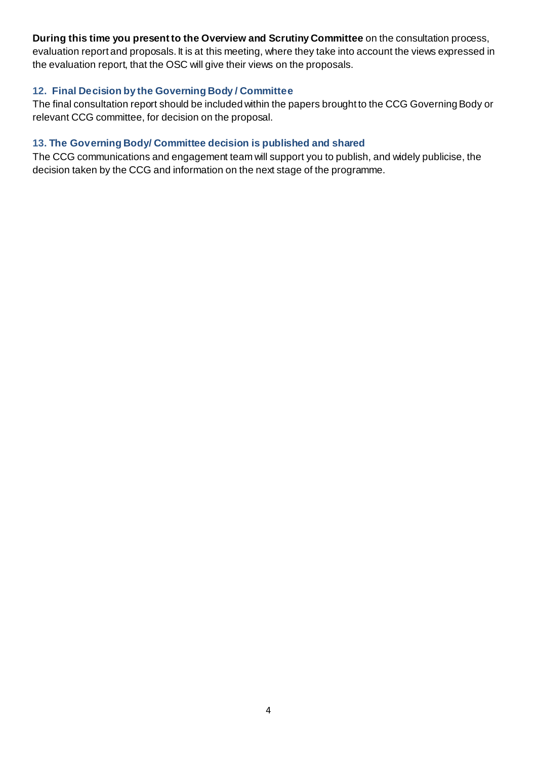**During this time you present to the Overview and Scrutiny Committee** on the consultation process, evaluation report and proposals. It is at this meeting, where they take into account the views expressed in the evaluation report, that the OSC will give their views on the proposals.

### 12. Final Decision by the Governing Body / Committee

The final consultation report should be included within the papers brought to the CCG Governing Body or relevant CCG committee, for decision on the proposal.

### 13. The Governing Body/ Committee decision is published and shared

The CCG communications and engagement team will support you to publish, and widely publicise, the decision taken by the CCG and information on the next stage of the programme.